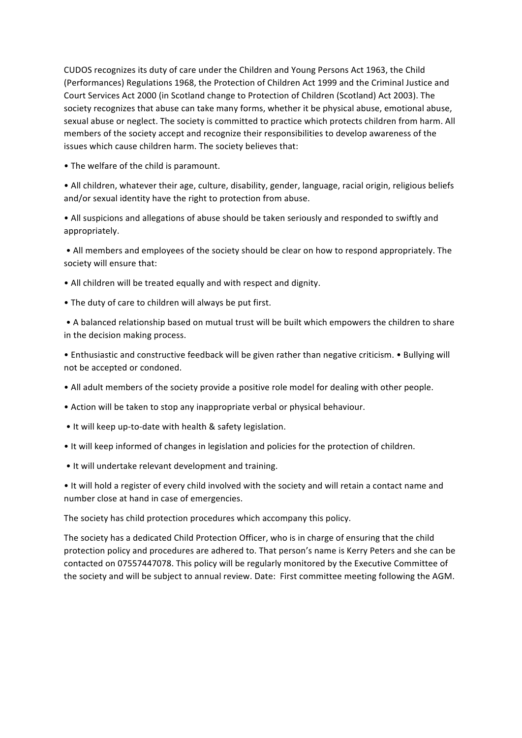CUDOS recognizes its duty of care under the Children and Young Persons Act 1963, the Child (Performances) Regulations 1968, the Protection of Children Act 1999 and the Criminal Justice and Court Services Act 2000 (in Scotland change to Protection of Children (Scotland) Act 2003). The society recognizes that abuse can take many forms, whether it be physical abuse, emotional abuse, sexual abuse or neglect. The society is committed to practice which protects children from harm. All members of the society accept and recognize their responsibilities to develop awareness of the issues which cause children harm. The society believes that:

- The welfare of the child is paramount.
- All children, whatever their age, culture, disability, gender, language, racial origin, religious beliefs and/or sexual identity have the right to protection from abuse.
- All suspicions and allegations of abuse should be taken seriously and responded to swiftly and appropriately.
- All members and employees of the society should be clear on how to respond appropriately. The society will ensure that:
- All children will be treated equally and with respect and dignity.
- The duty of care to children will always be put first.
- A balanced relationship based on mutual trust will be built which empowers the children to share in the decision making process.
- Enthusiastic and constructive feedback will be given rather than negative criticism. • Bullying will not be accepted or condoned.
- All adult members of the society provide a positive role model for dealing with other people.
- Action will be taken to stop any inappropriate verbal or physical behaviour.
- It will keep up-to-date with health & safety legislation.
- It will keep informed of changes in legislation and policies for the protection of children.
- It will undertake relevant development and training.
- It will hold a register of every child involved with the society and will retain a contact name and number close at hand in case of emergencies.

The society has child protection procedures which accompany this policy.

The society has a dedicated Child Protection Officer, who is in charge of ensuring that the child protection policy and procedures are adhered to. That person's name is Kerry Peters and she can be contacted on 07557447078. This policy will be regularly monitored by the Executive Committee of the society and will be subject to annual review. Date: First committee meeting following the AGM.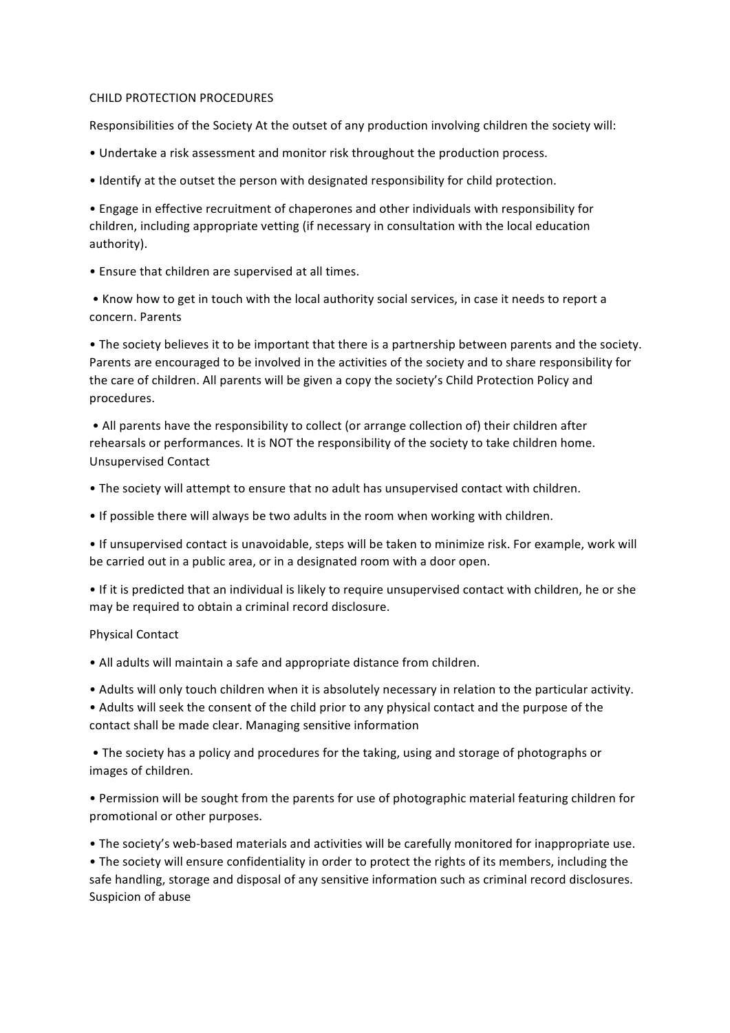CHILD PROTECTION PROCEDURES

Responsibilities of the Society At the outset of any production involving children the society will:

- Undertake a risk assessment and monitor risk throughout the production process.
- Identify at the outset the person with designated responsibility for child protection.
- Engage in effective recruitment of chaperones and other individuals with responsibility for children, including appropriate vetting (if necessary in consultation with the local education authority).
- Ensure that children are supervised at all times.
- Know how to get in touch with the local authority social services, in case it needs to report a concern. Parents
- The society believes it to be important that there is a partnership between parents and the society. Parents are encouraged to be involved in the activities of the society and to share responsibility for the care of children. All parents will be given a copy the society's Child Protection Policy and procedures.
- All parents have the responsibility to collect (or arrange collection of) their children after rehearsals or performances. It is NOT the responsibility of the society to take children home. Unsupervised Contact
- The society will attempt to ensure that no adult has unsupervised contact with children.
- If possible there will always be two adults in the room when working with children.
- If unsupervised contact is unavoidable, steps will be taken to minimize risk. For example, work will be carried out in a public area, or in a designated room with a door open.
- If it is predicted that an individual is likely to require unsupervised contact with children, he or she may be required to obtain a criminal record disclosure.

Physical Contact

- All adults will maintain a safe and appropriate distance from children.
- Adults will only touch children when it is absolutely necessary in relation to the particular activity.
- Adults will seek the consent of the child prior to any physical contact and the purpose of the contact shall be made clear. Managing sensitive information
- The society has a policy and procedures for the taking, using and storage of photographs or images of children.
- Permission will be sought from the parents for use of photographic material featuring children for promotional or other purposes.
- The society's web-based materials and activities will be carefully monitored for inappropriate use.
- The society will ensure confidentiality in order to protect the rights of its members, including the safe handling, storage and disposal of any sensitive information such as criminal record disclosures. Suspicion of abuse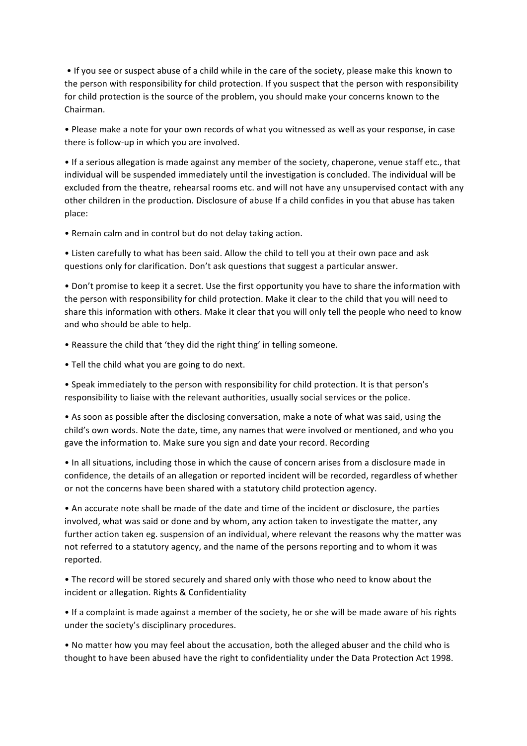- If you see or suspect abuse of a child while in the care of the society, please make this known to the person with responsibility for child protection. If you suspect that the person with responsibility for child protection is the source of the problem, you should make your concerns known to the Chairman.

- Please make a note for your own records of what you witnessed as well as your response, in case there is follow-up in which you are involved.

- If a serious allegation is made against any member of the society, chaperone, venue staff etc., that individual will be suspended immediately until the investigation is concluded. The individual will be excluded from the theatre, rehearsal rooms etc. and will not have any unsupervised contact with any other children in the production. Disclosure of abuse If a child confides in you that abuse has taken place:

- Remain calm and in control but do not delay taking action.

- Listen carefully to what has been said. Allow the child to tell you at their own pace and ask questions only for clarification. Don't ask questions that suggest a particular answer.

- Don't promise to keep it a secret. Use the first opportunity you have to share the information with the person with responsibility for child protection. Make it clear to the child that you will need to share this information with others. Make it clear that you will only tell the people who need to know and who should be able to help.

- Reassure the child that 'they did the right thing' in telling someone.

- Tell the child what you are going to do next.

- Speak immediately to the person with responsibility for child protection. It is that person's responsibility to liaise with the relevant authorities, usually social services or the police.

- As soon as possible after the disclosing conversation, make a note of what was said, using the child's own words. Note the date, time, any names that were involved or mentioned, and who you gave the information to. Make sure you sign and date your record. Recording

- In all situations, including those in which the cause of concern arises from a disclosure made in confidence, the details of an allegation or reported incident will be recorded, regardless of whether or not the concerns have been shared with a statutory child protection agency.

- An accurate note shall be made of the date and time of the incident or disclosure, the parties involved, what was said or done and by whom, any action taken to investigate the matter, any further action taken eg. suspension of an individual, where relevant the reasons why the matter was not referred to a statutory agency, and the name of the persons reporting and to whom it was reported.

- The record will be stored securely and shared only with those who need to know about the incident or allegation. Rights & Confidentiality

- If a complaint is made against a member of the society, he or she will be made aware of his rights under the society's disciplinary procedures.

- No matter how you may feel about the accusation, both the alleged abuser and the child who is thought to have been abused have the right to confidentiality under the Data Protection Act 1998.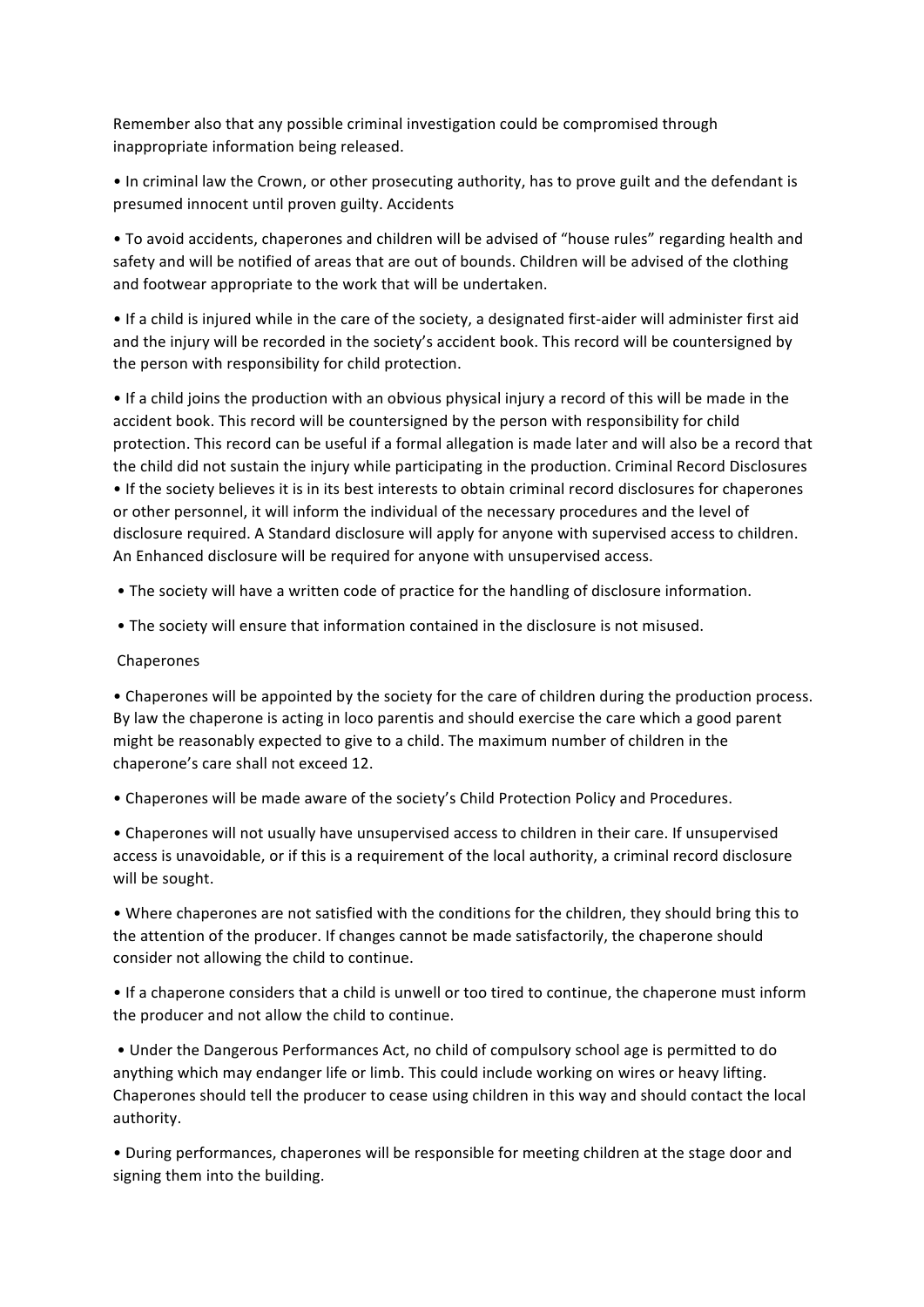Remember also that any possible criminal investigation could be compromised through inappropriate information being released.

• In criminal law the Crown, or other prosecuting authority, has to prove guilt and the defendant is presumed innocent until proven guilty. Accidents

• To avoid accidents, chaperones and children will be advised of "house rules" regarding health and safety and will be notified of areas that are out of bounds. Children will be advised of the clothing and footwear appropriate to the work that will be undertaken.

• If a child is injured while in the care of the society, a designated first-aider will administer first aid and the injury will be recorded in the society's accident book. This record will be countersigned by the person with responsibility for child protection.

• If a child joins the production with an obvious physical injury a record of this will be made in the accident book. This record will be countersigned by the person with responsibility for child protection. This record can be useful if a formal allegation is made later and will also be a record that the child did not sustain the injury while participating in the production. Criminal Record Disclosures
• If the society believes it is in its best interests to obtain criminal record disclosures for chaperones or other personnel, it will inform the individual of the necessary procedures and the level of disclosure required. A Standard disclosure will apply for anyone with supervised access to children. An Enhanced disclosure will be required for anyone with unsupervised access.

• The society will have a written code of practice for the handling of disclosure information.

• The society will ensure that information contained in the disclosure is not misused.

Chaperones

• Chaperones will be appointed by the society for the care of children during the production process. By law the chaperone is acting in loco parentis and should exercise the care which a good parent might be reasonably expected to give to a child. The maximum number of children in the chaperone's care shall not exceed 12.

• Chaperones will be made aware of the society's Child Protection Policy and Procedures.

• Chaperones will not usually have unsupervised access to children in their care. If unsupervised access is unavoidable, or if this is a requirement of the local authority, a criminal record disclosure will be sought.

• Where chaperones are not satisfied with the conditions for the children, they should bring this to the attention of the producer. If changes cannot be made satisfactorily, the chaperone should consider not allowing the child to continue.

• If a chaperone considers that a child is unwell or too tired to continue, the chaperone must inform the producer and not allow the child to continue.

• Under the Dangerous Performances Act, no child of compulsory school age is permitted to do anything which may endanger life or limb. This could include working on wires or heavy lifting. Chaperones should tell the producer to cease using children in this way and should contact the local authority.

• During performances, chaperones will be responsible for meeting children at the stage door and signing them into the building.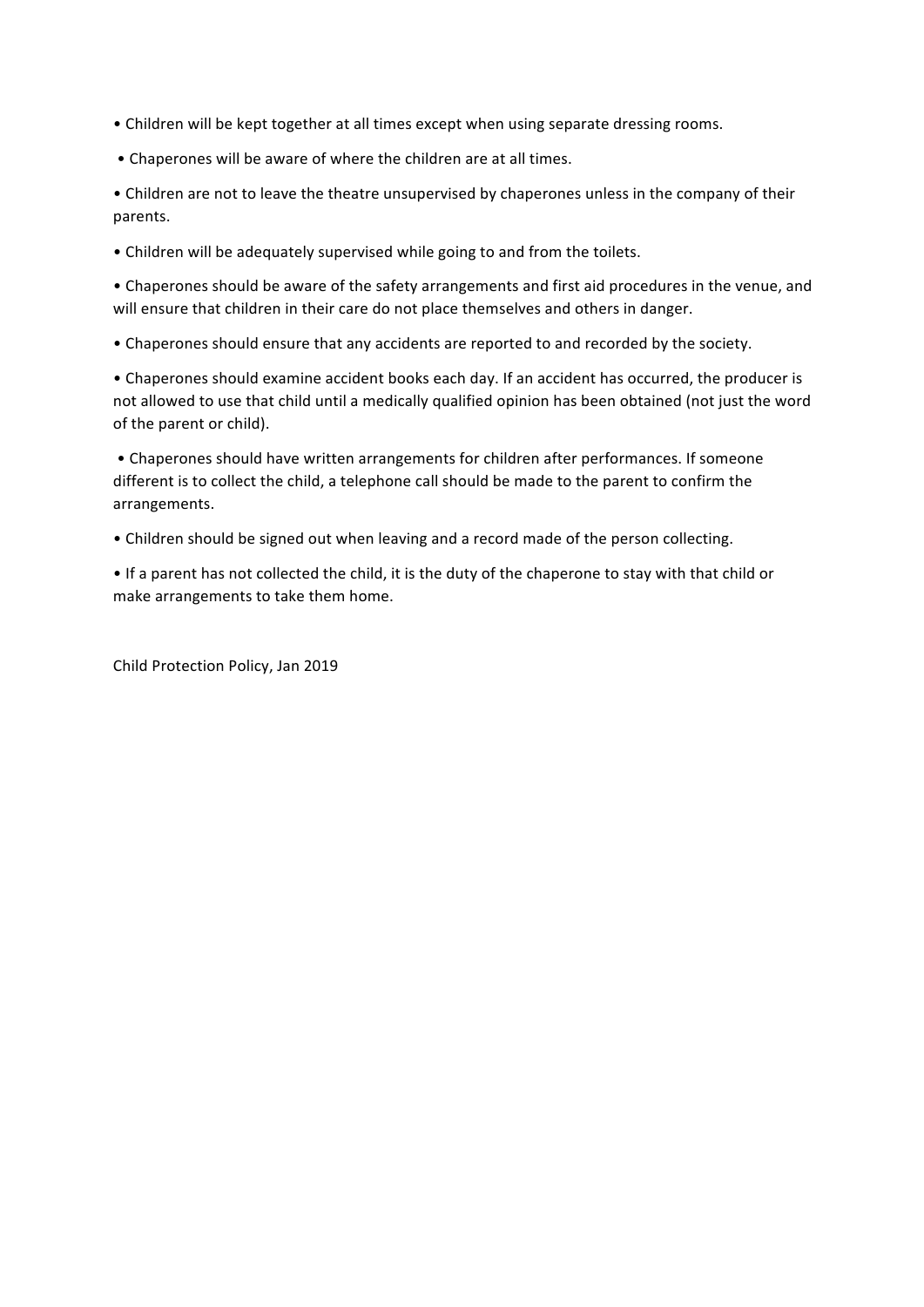- Children will be kept together at all times except when using separate dressing rooms.
- Chaperones will be aware of where the children are at all times.
- Children are not to leave the theatre unsupervised by chaperones unless in the company of their parents.
- Children will be adequately supervised while going to and from the toilets.
- Chaperones should be aware of the safety arrangements and first aid procedures in the venue, and will ensure that children in their care do not place themselves and others in danger.
- Chaperones should ensure that any accidents are reported to and recorded by the society.
- Chaperones should examine accident books each day. If an accident has occurred, the producer is not allowed to use that child until a medically qualified opinion has been obtained (not just the word of the parent or child).
- Chaperones should have written arrangements for children after performances. If someone different is to collect the child, a telephone call should be made to the parent to confirm the arrangements.
- Children should be signed out when leaving and a record made of the person collecting.
- If a parent has not collected the child, it is the duty of the chaperone to stay with that child or make arrangements to take them home.

Child Protection Policy, Jan 2019